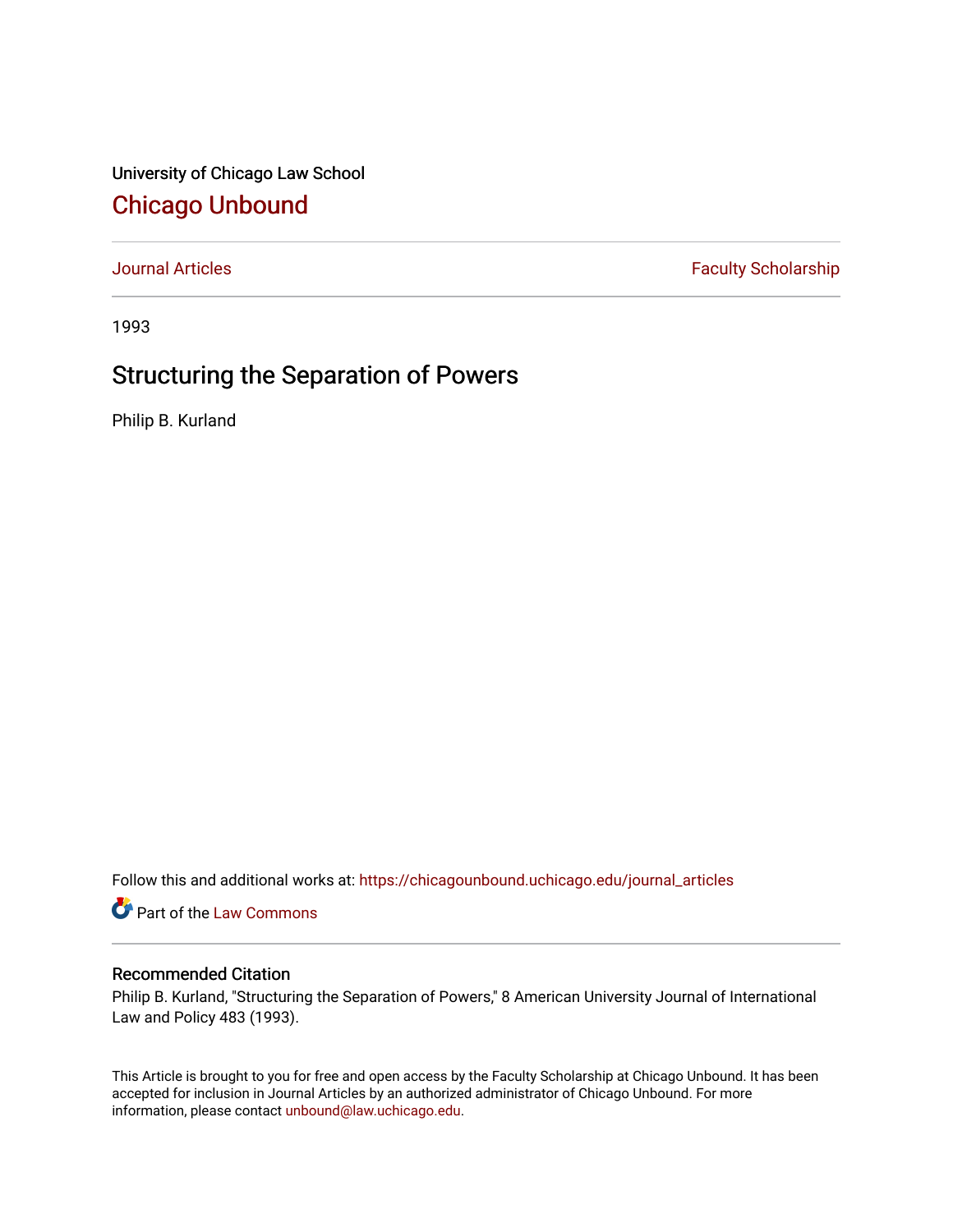University of Chicago Law School

## Chicago Unbound

Journal Articles | Faculty Scholarship

1993

# Structuring the Separation of Powers

Philip B. Kurland

Follow this and additional works at: https://chicagounbound.uchicago.edu/journal_articles

Part of the Law Commons

### Recommended Citation

Philip B. Kurland, "Structuring the Separation of Powers," 8 American University Journal of International Law and Policy 483 (1993).

This Article is brought to you for free and open access by the Faculty Scholarship at Chicago Unbound. It has been accepted for inclusion in Journal Articles by an authorized administrator of Chicago Unbound. For more information, please contact unbound@law.uchicago.edu.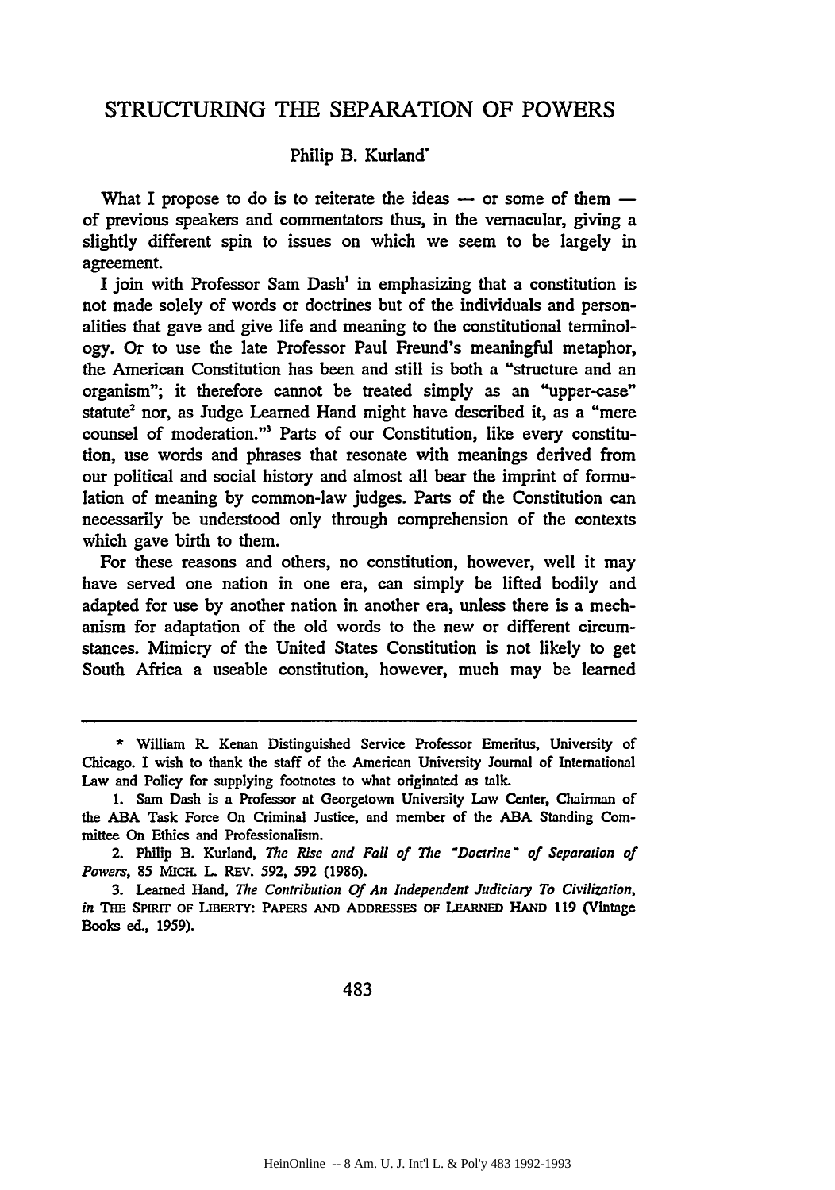# STRUCTURING THE SEPARATION OF POWERS

Philip B. Kurland*

What I propose to do is to reiterate the ideas — or some of them — of previous speakers and commentators thus, in the vernacular, giving a slightly different spin to issues on which we seem to be largely in agreement.

I join with Professor Sam Dash[1] in emphasizing that a constitution is not made solely of words or doctrines but of the individuals and personalities that gave and give life and meaning to the constitutional terminology. Or to use the late Professor Paul Freund's meaningful metaphor, the American Constitution has been and still is both a "structure and an organism"; it therefore cannot be treated simply as an "upper-case" statute[2] nor, as Judge Learned Hand might have described it, as a "mere counsel of moderation."[3] Parts of our Constitution, like every constitution, use words and phrases that resonate with meanings derived from our political and social history and almost all bear the imprint of formulation of meaning by common-law judges. Parts of the Constitution can necessarily be understood only through comprehension of the contexts which gave birth to them.

For these reasons and others, no constitution, however, well it may have served one nation in one era, can simply be lifted bodily and adapted for use by another nation in another era, unless there is a mechanism for adaptation of the old words to the new or different circumstances. Mimicry of the United States Constitution is not likely to get South Africa a useable constitution, however, much may be learned

---

\* William R. Kenan Distinguished Service Professor Emeritus, University of Chicago. I wish to thank the staff of the American University Journal of International Law and Policy for supplying footnotes to what originated as talk.

1. Sam Dash is a Professor at Georgetown University Law Center, Chairman of the ABA Task Force On Criminal Justice, and member of the ABA Standing Committee On Ethics and Professionalism.

2. Philip B. Kurland, *The Rise and Fall of The "Doctrine" of Separation of Powers*, 85 MICH. L. REV. 592, 592 (1986).

3. Learned Hand, *The Contribution Of An Independent Judiciary To Civilization*, *in* THE SPIRIT OF LIBERTY: PAPERS AND ADDRESSES OF LEARNED HAND 119 (Vintage Books ed., 1959).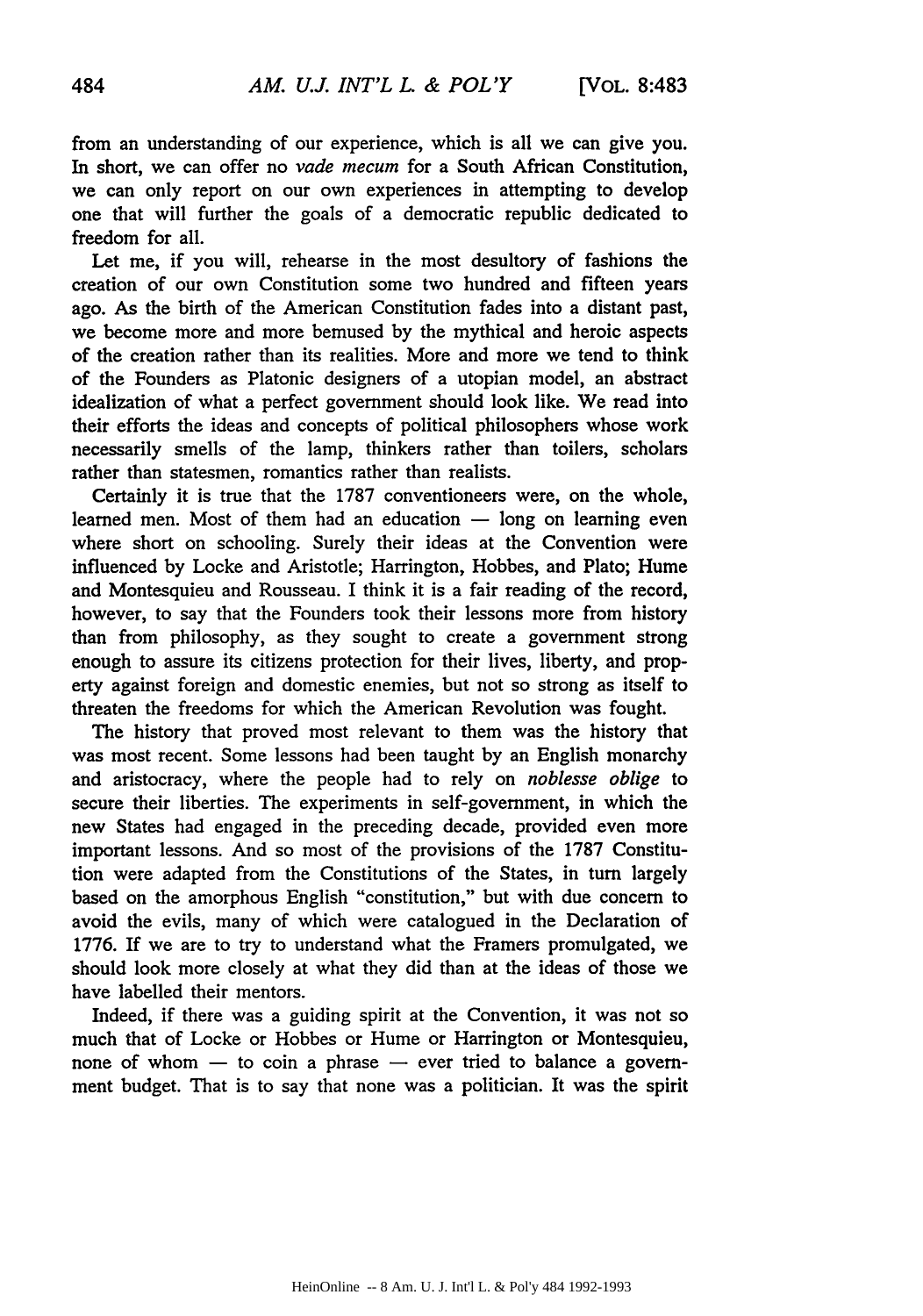from an understanding of our experience, which is all we can give you. In short, we can offer no *vade mecum* for a South African Constitution, we can only report on our own experiences in attempting to develop one that will further the goals of a democratic republic dedicated to freedom for all.

Let me, if you will, rehearse in the most desultory of fashions the creation of our own Constitution some two hundred and fifteen years ago. As the birth of the American Constitution fades into a distant past, we become more and more bemused by the mythical and heroic aspects of the creation rather than its realities. More and more we tend to think of the Founders as Platonic designers of a utopian model, an abstract idealization of what a perfect government should look like. We read into their efforts the ideas and concepts of political philosophers whose work necessarily smells of the lamp, thinkers rather than toilers, scholars rather than statesmen, romantics rather than realists.

Certainly it is true that the 1787 conventioneers were, on the whole, learned men. Most of them had an education — long on learning even where short on schooling. Surely their ideas at the Convention were influenced by Locke and Aristotle; Harrington, Hobbes, and Plato; Hume and Montesquieu and Rousseau. I think it is a fair reading of the record, however, to say that the Founders took their lessons more from history than from philosophy, as they sought to create a government strong enough to assure its citizens protection for their lives, liberty, and property against foreign and domestic enemies, but not so strong as itself to threaten the freedoms for which the American Revolution was fought.

The history that proved most relevant to them was the history that was most recent. Some lessons had been taught by an English monarchy and aristocracy, where the people had to rely on *noblesse oblige* to secure their liberties. The experiments in self-government, in which the new States had engaged in the preceding decade, provided even more important lessons. And so most of the provisions of the 1787 Constitution were adapted from the Constitutions of the States, in turn largely based on the amorphous English "constitution," but with due concern to avoid the evils, many of which were catalogued in the Declaration of 1776. If we are to try to understand what the Framers promulgated, we should look more closely at what they did than at the ideas of those we have labelled their mentors.

Indeed, if there was a guiding spirit at the Convention, it was not so much that of Locke or Hobbes or Hume or Harrington or Montesquieu, none of whom — to coin a phrase — ever tried to balance a government budget. That is to say that none was a politician. It was the spirit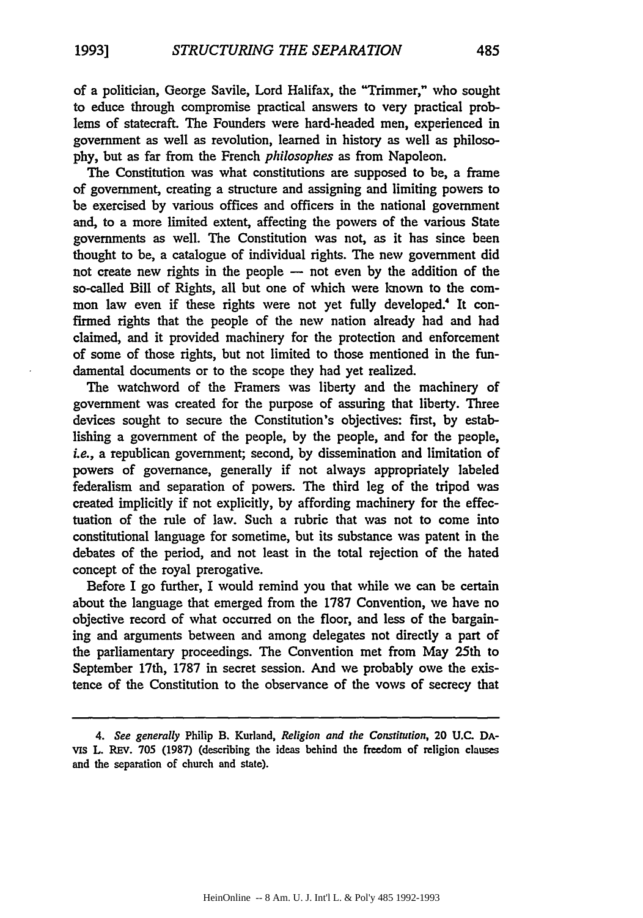of a politician, George Savile, Lord Halifax, the "Trimmer," who sought to educe through compromise practical answers to very practical problems of statecraft. The Founders were hard-headed men, experienced in government as well as revolution, learned in history as well as philosophy, but as far from the French *philosophes* as from Napoleon.

The Constitution was what constitutions are supposed to be, a frame of government, creating a structure and assigning and limiting powers to be exercised by various offices and officers in the national government and, to a more limited extent, affecting the powers of the various State governments as well. The Constitution was not, as it has since been thought to be, a catalogue of individual rights. The new government did not create new rights in the people — not even by the addition of the so-called Bill of Rights, all but one of which were known to the common law even if these rights were not yet fully developed.[4] It confirmed rights that the people of the new nation already had and had claimed, and it provided machinery for the protection and enforcement of some of those rights, but not limited to those mentioned in the fundamental documents or to the scope they had yet realized.

The watchword of the Framers was liberty and the machinery of government was created for the purpose of assuring that liberty. Three devices sought to secure the Constitution's objectives: first, by establishing a government of the people, by the people, and for the people, *i.e.*, a republican government; second, by dissemination and limitation of powers of governance, generally if not always appropriately labeled federalism and separation of powers. The third leg of the tripod was created implicitly if not explicitly, by affording machinery for the effectuation of the rule of law. Such a rubric that was not to come into constitutional language for sometime, but its substance was patent in the debates of the period, and not least in the total rejection of the hated concept of the royal prerogative.

Before I go further, I would remind you that while we can be certain about the language that emerged from the 1787 Convention, we have no objective record of what occurred on the floor, and less of the bargaining and arguments between and among delegates not directly a part of the parliamentary proceedings. The Convention met from May 25th to September 17th, 1787 in secret session. And we probably owe the existence of the Constitution to the observance of the vows of secrecy that

---

4. *See generally* Philip B. Kurland, *Religion and the Constitution*, 20 U.C. DAVIS L. REV. 705 (1987) (describing the ideas behind the freedom of religion clauses and the separation of church and state).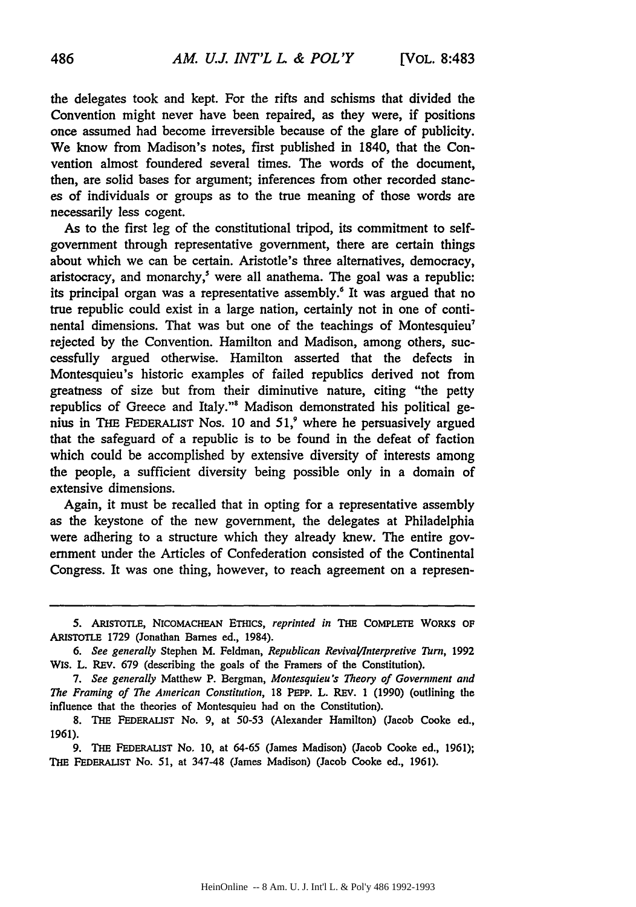the delegates took and kept. For the rifts and schisms that divided the Convention might never have been repaired, as they were, if positions once assumed had become irreversible because of the glare of publicity. We know from Madison's notes, first published in 1840, that the Convention almost foundered several times. The words of the document, then, are solid bases for argument; inferences from other recorded stances of individuals or groups as to the true meaning of those words are necessarily less cogent.

As to the first leg of the constitutional tripod, its commitment to self-government through representative government, there are certain things about which we can be certain. Aristotle's three alternatives, democracy, aristocracy, and monarchy,[5] were all anathema. The goal was a republic: its principal organ was a representative assembly.[6] It was argued that no true republic could exist in a large nation, certainly not in one of continental dimensions. That was but one of the teachings of Montesquieu[7] rejected by the Convention. Hamilton and Madison, among others, successfully argued otherwise. Hamilton asserted that the defects in Montesquieu's historic examples of failed republics derived not from greatness of size but from their diminutive nature, citing "the petty republics of Greece and Italy."[8] Madison demonstrated his political genius in THE FEDERALIST Nos. 10 and 51,[9] where he persuasively argued that the safeguard of a republic is to be found in the defeat of faction which could be accomplished by extensive diversity of interests among the people, a sufficient diversity being possible only in a domain of extensive dimensions.

Again, it must be recalled that in opting for a representative assembly as the keystone of the new government, the delegates at Philadelphia were adhering to a structure which they already knew. The entire government under the Articles of Confederation consisted of the Continental Congress. It was one thing, however, to reach agreement on a represen-

---

5. ARISTOTLE, NICOMACHEAN ETHICS, *reprinted in* THE COMPLETE WORKS OF ARISTOTLE 1729 (Jonathan Barnes ed., 1984).

6. *See generally* Stephen M. Feldman, *Republican Revival/Interpretive Turn*, 1992 WIS. L. REV. 679 (describing the goals of the Framers of the Constitution).

7. *See generally* Matthew P. Bergman, *Montesquieu's Theory of Government and The Framing of The American Constitution*, 18 PEPP. L. REV. 1 (1990) (outlining the influence that the theories of Montesquieu had on the Constitution).

8. THE FEDERALIST No. 9, at 50-53 (Alexander Hamilton) (Jacob Cooke ed., 1961).

9. THE FEDERALIST No. 10, at 64-65 (James Madison) (Jacob Cooke ed., 1961); THE FEDERALIST No. 51, at 347-48 (James Madison) (Jacob Cooke ed., 1961).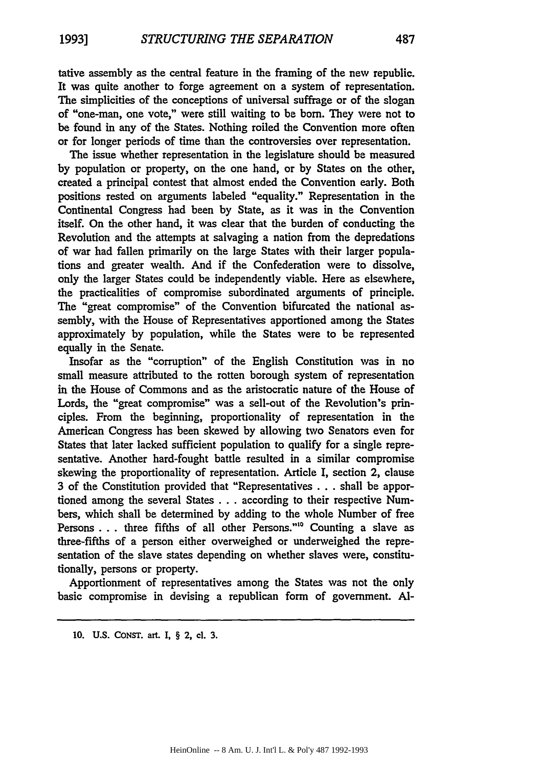tative assembly as the central feature in the framing of the new republic. It was quite another to forge agreement on a system of representation. The simplicities of the conceptions of universal suffrage or of the slogan of "one-man, one vote," were still waiting to be born. They were not to be found in any of the States. Nothing roiled the Convention more often or for longer periods of time than the controversies over representation.

The issue whether representation in the legislature should be measured by population or property, on the one hand, or by States on the other, created a principal contest that almost ended the Convention early. Both positions rested on arguments labeled "equality." Representation in the Continental Congress had been by State, as it was in the Convention itself. On the other hand, it was clear that the burden of conducting the Revolution and the attempts at salvaging a nation from the depredations of war had fallen primarily on the large States with their larger populations and greater wealth. And if the Confederation were to dissolve, only the larger States could be independently viable. Here as elsewhere, the practicalities of compromise subordinated arguments of principle. The "great compromise" of the Convention bifurcated the national assembly, with the House of Representatives apportioned among the States approximately by population, while the States were to be represented equally in the Senate.

Insofar as the "corruption" of the English Constitution was in no small measure attributed to the rotten borough system of representation in the House of Commons and as the aristocratic nature of the House of Lords, the "great compromise" was a sell-out of the Revolution's principles. From the beginning, proportionality of representation in the American Congress has been skewed by allowing two Senators even for States that later lacked sufficient population to qualify for a single representative. Another hard-fought battle resulted in a similar compromise skewing the proportionality of representation. Article I, section 2, clause 3 of the Constitution provided that "Representatives . . . shall be apportioned among the several States . . . according to their respective Numbers, which shall be determined by adding to the whole Number of free Persons . . . three fifths of all other Persons."[10] Counting a slave as three-fifths of a person either overweighed or underweighed the representation of the slave states depending on whether slaves were, constitutionally, persons or property.

Apportionment of representatives among the States was not the only basic compromise in devising a republican form of government. Al-

---

10. U.S. CONST. art. I, § 2, cl. 3.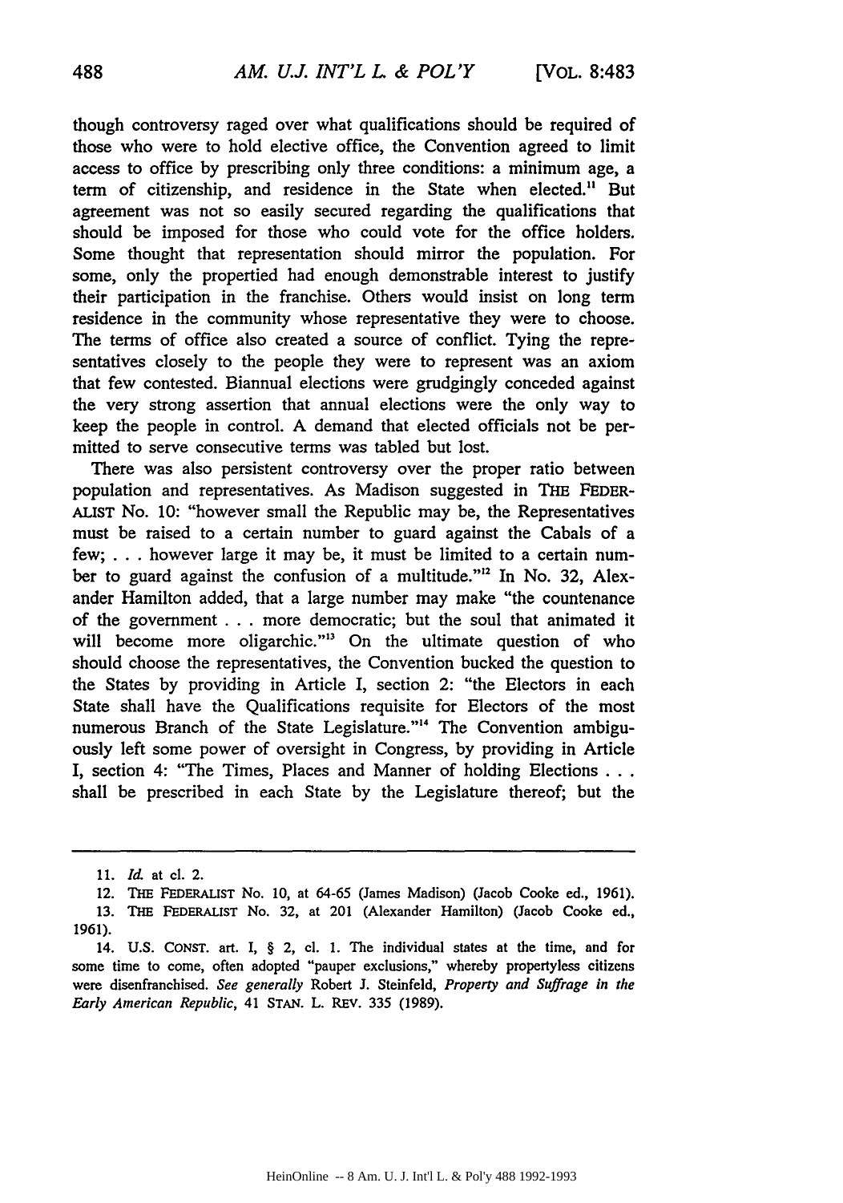though controversy raged over what qualifications should be required of those who were to hold elective office, the Convention agreed to limit access to office by prescribing only three conditions: a minimum age, a term of citizenship, and residence in the State when elected.[11] But agreement was not so easily secured regarding the qualifications that should be imposed for those who could vote for the office holders. Some thought that representation should mirror the population. For some, only the propertied had enough demonstrable interest to justify their participation in the franchise. Others would insist on long term residence in the community whose representative they were to choose. The terms of office also created a source of conflict. Tying the representatives closely to the people they were to represent was an axiom that few contested. Biannual elections were grudgingly conceded against the very strong assertion that annual elections were the only way to keep the people in control. A demand that elected officials not be permitted to serve consecutive terms was tabled but lost.

There was also persistent controversy over the proper ratio between population and representatives. As Madison suggested in THE FEDERALIST No. 10: "however small the Republic may be, the Representatives must be raised to a certain number to guard against the Cabals of a few; . . . however large it may be, it must be limited to a certain number to guard against the confusion of a multitude."[12] In No. 32, Alexander Hamilton added, that a large number may make "the countenance of the government . . . more democratic; but the soul that animated it will become more oligarchic."[13] On the ultimate question of who should choose the representatives, the Convention bucked the question to the States by providing in Article I, section 2: "the Electors in each State shall have the Qualifications requisite for Electors of the most numerous Branch of the State Legislature."[14] The Convention ambiguously left some power of oversight in Congress, by providing in Article I, section 4: "The Times, Places and Manner of holding Elections . . . shall be prescribed in each State by the Legislature thereof; but the

---

11. *Id.* at cl. 2.

12. THE FEDERALIST No. 10, at 64-65 (James Madison) (Jacob Cooke ed., 1961).

13. THE FEDERALIST No. 32, at 201 (Alexander Hamilton) (Jacob Cooke ed., 1961).

14. U.S. CONST. art. I, § 2, cl. 1. The individual states at the time, and for some time to come, often adopted "pauper exclusions," whereby propertyless citizens were disenfranchised. *See generally* Robert J. Steinfeld, *Property and Suffrage in the Early American Republic*, 41 STAN. L. REV. 335 (1989).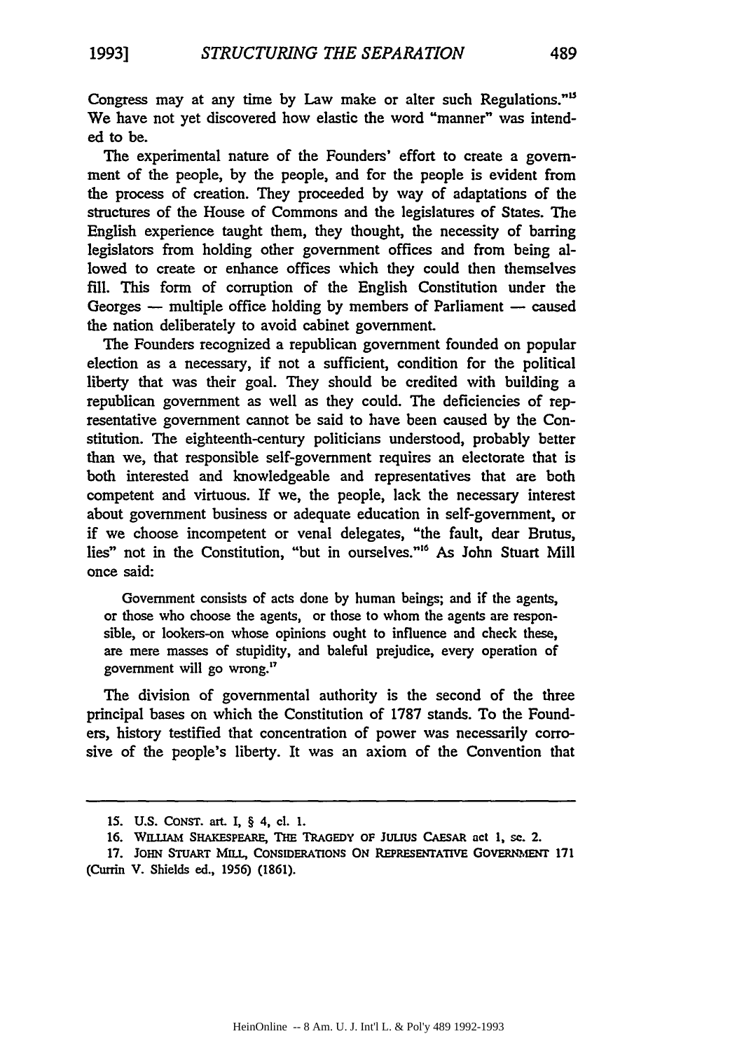Congress may at any time by Law make or alter such Regulations."[15] We have not yet discovered how elastic the word "manner" was intended to be.

The experimental nature of the Founders' effort to create a government of the people, by the people, and for the people is evident from the process of creation. They proceeded by way of adaptations of the structures of the House of Commons and the legislatures of States. The English experience taught them, they thought, the necessity of barring legislators from holding other government offices and from being allowed to create or enhance offices which they could then themselves fill. This form of corruption of the English Constitution under the Georges — multiple office holding by members of Parliament — caused the nation deliberately to avoid cabinet government.

The Founders recognized a republican government founded on popular election as a necessary, if not a sufficient, condition for the political liberty that was their goal. They should be credited with building a republican government as well as they could. The deficiencies of representative government cannot be said to have been caused by the Constitution. The eighteenth-century politicians understood, probably better than we, that responsible self-government requires an electorate that is both interested and knowledgeable and representatives that are both competent and virtuous. If we, the people, lack the necessary interest about government business or adequate education in self-government, or if we choose incompetent or venal delegates, "the fault, dear Brutus, lies" not in the Constitution, "but in ourselves."[16] As John Stuart Mill once said:

> Government consists of acts done by human beings; and if the agents, or those who choose the agents, or those to whom the agents are responsible, or lookers-on whose opinions ought to influence and check these, are mere masses of stupidity, and baleful prejudice, every operation of government will go wrong.[17]

The division of governmental authority is the second of the three principal bases on which the Constitution of 1787 stands. To the Founders, history testified that concentration of power was necessarily corrosive of the people's liberty. It was an axiom of the Convention that

---

15. U.S. CONST. art. I, § 4, cl. 1.

16. WILLIAM SHAKESPEARE, THE TRAGEDY OF JULIUS CAESAR act 1, sc. 2.

17. JOHN STUART MILL, CONSIDERATIONS ON REPRESENTATIVE GOVERNMENT 171 (Currin V. Shields ed., 1956) (1861).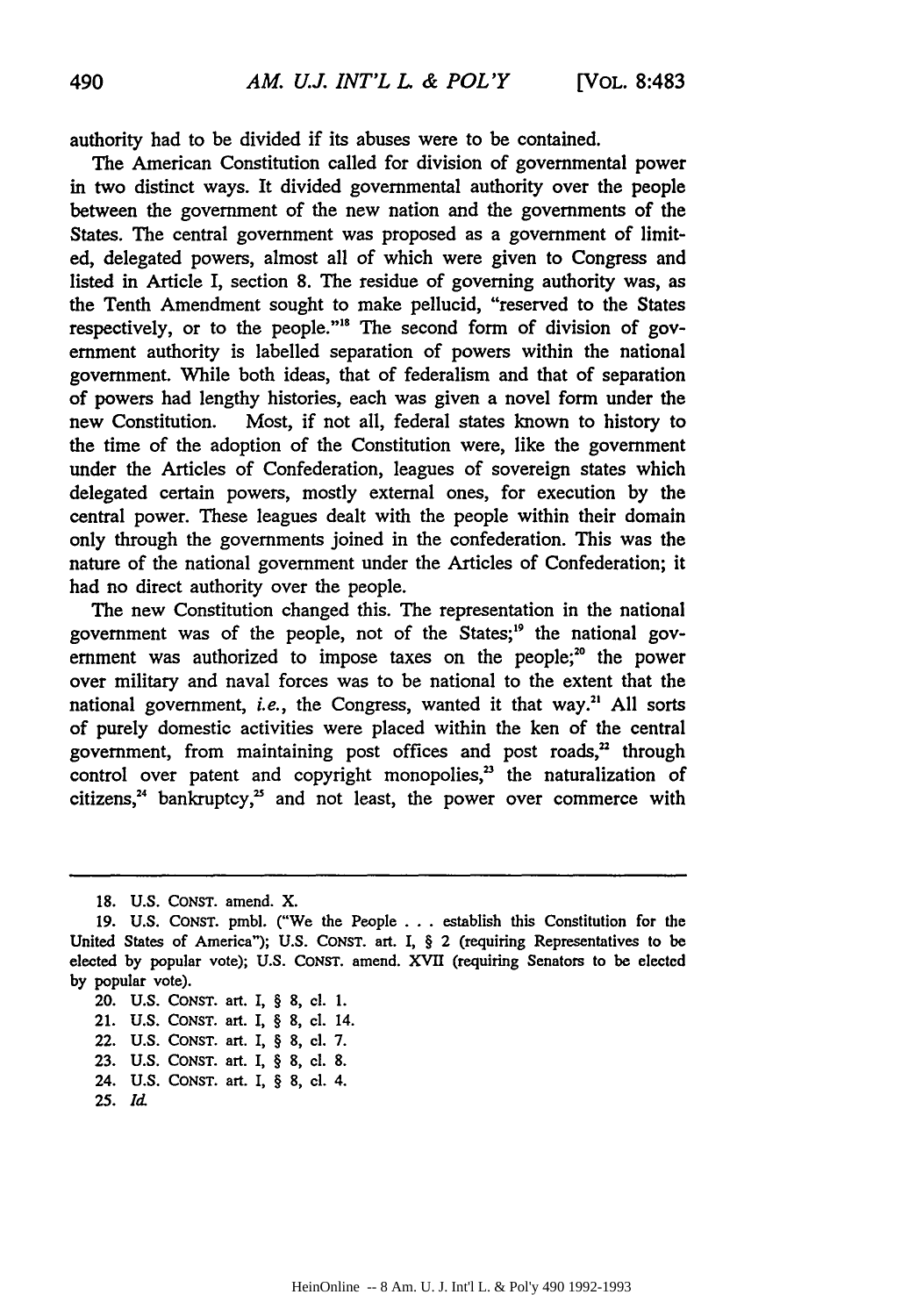authority had to be divided if its abuses were to be contained.

The American Constitution called for division of governmental power in two distinct ways. It divided governmental authority over the people between the government of the new nation and the governments of the States. The central government was proposed as a government of limited, delegated powers, almost all of which were given to Congress and listed in Article I, section 8. The residue of governing authority was, as the Tenth Amendment sought to make pellucid, "reserved to the States respectively, or to the people."[18] The second form of division of government authority is labelled separation of powers within the national government. While both ideas, that of federalism and that of separation of powers had lengthy histories, each was given a novel form under the new Constitution. Most, if not all, federal states known to history to the time of the adoption of the Constitution were, like the government under the Articles of Confederation, leagues of sovereign states which delegated certain powers, mostly external ones, for execution by the central power. These leagues dealt with the people within their domain only through the governments joined in the confederation. This was the nature of the national government under the Articles of Confederation; it had no direct authority over the people.

The new Constitution changed this. The representation in the national government was of the people, not of the States;[19] the national government was authorized to impose taxes on the people;[20] the power over military and naval forces was to be national to the extent that the national government, *i.e.*, the Congress, wanted it that way.[21] All sorts of purely domestic activities were placed within the ken of the central government, from maintaining post offices and post roads,[22] through control over patent and copyright monopolies,[23] the naturalization of citizens,[24] bankruptcy,[25] and not least, the power over commerce with

---

18. U.S. CONST. amend. X.

19. U.S. CONST. pmbl. ("We the People . . . establish this Constitution for the United States of America"); U.S. CONST. art. I, § 2 (requiring Representatives to be elected by popular vote); U.S. CONST. amend. XVII (requiring Senators to be elected by popular vote).

20. U.S. CONST. art. I, § 8, cl. 1.

21. U.S. CONST. art. I, § 8, cl. 14.

22. U.S. CONST. art. I, § 8, cl. 7.

23. U.S. CONST. art. I, § 8, cl. 8.

24. U.S. CONST. art. I, § 8, cl. 4.

25. *Id.*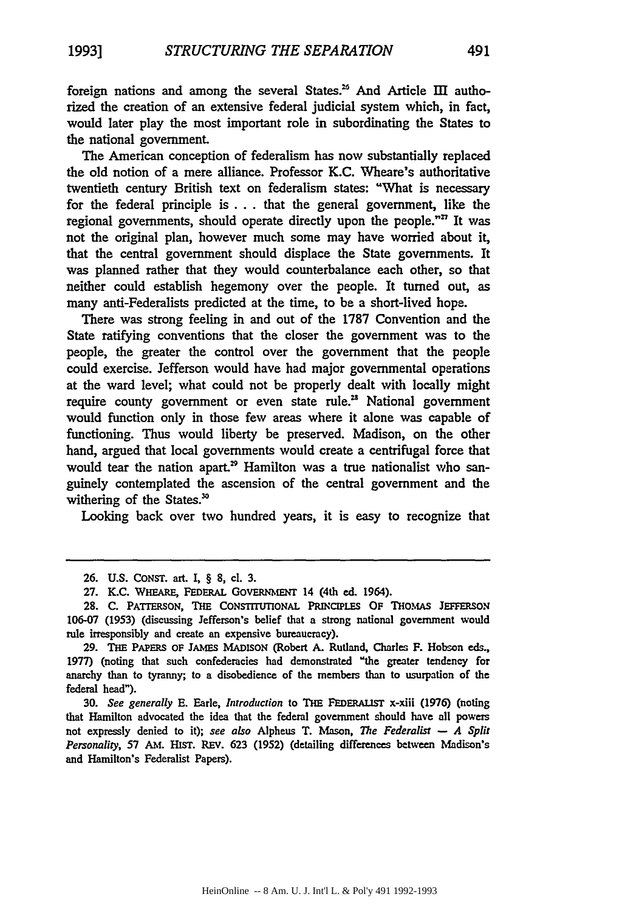foreign nations and among the several States.[26] And Article III authorized the creation of an extensive federal judicial system which, in fact, would later play the most important role in subordinating the States to the national government.

The American conception of federalism has now substantially replaced the old notion of a mere alliance. Professor K.C. Wheare's authoritative twentieth century British text on federalism states: "What is necessary for the federal principle is . . . that the general government, like the regional governments, should operate directly upon the people."[27] It was not the original plan, however much some may have worried about it, that the central government should displace the State governments. It was planned rather that they would counterbalance each other, so that neither could establish hegemony over the people. It turned out, as many anti-Federalists predicted at the time, to be a short-lived hope.

There was strong feeling in and out of the 1787 Convention and the State ratifying conventions that the closer the government was to the people, the greater the control over the government that the people could exercise. Jefferson would have had major governmental operations at the ward level; what could not be properly dealt with locally might require county government or even state rule.[28] National government would function only in those few areas where it alone was capable of functioning. Thus would liberty be preserved. Madison, on the other hand, argued that local governments would create a centrifugal force that would tear the nation apart.[29] Hamilton was a true nationalist who sanguinely contemplated the ascension of the central government and the withering of the States.[30]

Looking back over two hundred years, it is easy to recognize that

---

26. U.S. CONST. art. I, § 8, cl. 3.

27. K.C. WHEARE, FEDERAL GOVERNMENT 14 (4th ed. 1964).

28. C. PATTERSON, THE CONSTITUTIONAL PRINCIPLES OF THOMAS JEFFERSON 106-07 (1953) (discussing Jefferson's belief that a strong national government would rule irresponsibly and create an expensive bureaucracy).

29. THE PAPERS OF JAMES MADISON (Robert A. Rutland, Charles F. Hobson eds., 1977) (noting that such confederacies had demonstrated "the greater tendency for anarchy than to tyranny; to a disobedience of the members than to usurpation of the federal head").

30. *See generally* E. Earle, *Introduction* to THE FEDERALIST x-xiii (1976) (noting that Hamilton advocated the idea that the federal government should have all powers not expressly denied to it); *see also* Alpheus T. Mason, *The Federalist — A Split Personality*, 57 AM. HIST. REV. 623 (1952) (detailing differences between Madison's and Hamilton's Federalist Papers).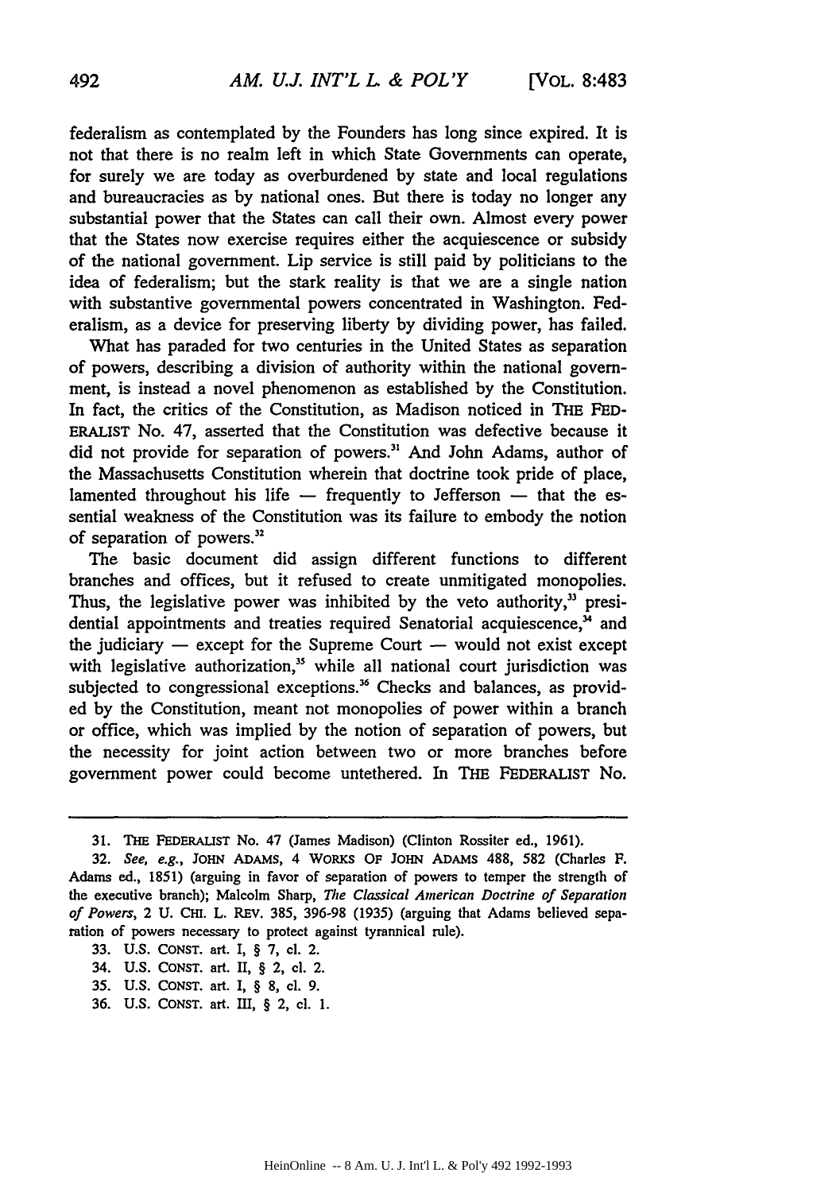federalism as contemplated by the Founders has long since expired. It is not that there is no realm left in which State Governments can operate, for surely we are today as overburdened by state and local regulations and bureaucracies as by national ones. But there is today no longer any substantial power that the States can call their own. Almost every power that the States now exercise requires either the acquiescence or subsidy of the national government. Lip service is still paid by politicians to the idea of federalism; but the stark reality is that we are a single nation with substantive governmental powers concentrated in Washington. Federalism, as a device for preserving liberty by dividing power, has failed.

What has paraded for two centuries in the United States as separation of powers, describing a division of authority within the national government, is instead a novel phenomenon as established by the Constitution. In fact, the critics of the Constitution, as Madison noticed in THE FEDERALIST No. 47, asserted that the Constitution was defective because it did not provide for separation of powers.[31] And John Adams, author of the Massachusetts Constitution wherein that doctrine took pride of place, lamented throughout his life — frequently to Jefferson — that the essential weakness of the Constitution was its failure to embody the notion of separation of powers.[32]

The basic document did assign different functions to different branches and offices, but it refused to create unmitigated monopolies. Thus, the legislative power was inhibited by the veto authority,[33] presidential appointments and treaties required Senatorial acquiescence,[34] and the judiciary — except for the Supreme Court — would not exist except with legislative authorization,[35] while all national court jurisdiction was subjected to congressional exceptions.[36] Checks and balances, as provided by the Constitution, meant not monopolies of power within a branch or office, which was implied by the notion of separation of powers, but the necessity for joint action between two or more branches before government power could become untethered. In THE FEDERALIST No.

---

31. THE FEDERALIST No. 47 (James Madison) (Clinton Rossiter ed., 1961).

32. *See, e.g.*, JOHN ADAMS, 4 WORKS OF JOHN ADAMS 488, 582 (Charles F. Adams ed., 1851) (arguing in favor of separation of powers to temper the strength of the executive branch); Malcolm Sharp, *The Classical American Doctrine of Separation of Powers*, 2 U. CHI. L. REV. 385, 396-98 (1935) (arguing that Adams believed separation of powers necessary to protect against tyrannical rule).

33. U.S. CONST. art. I, § 7, cl. 2.

34. U.S. CONST. art. II, § 2, cl. 2.

35. U.S. CONST. art. I, § 8, cl. 9.

36. U.S. CONST. art. III, § 2, cl. 1.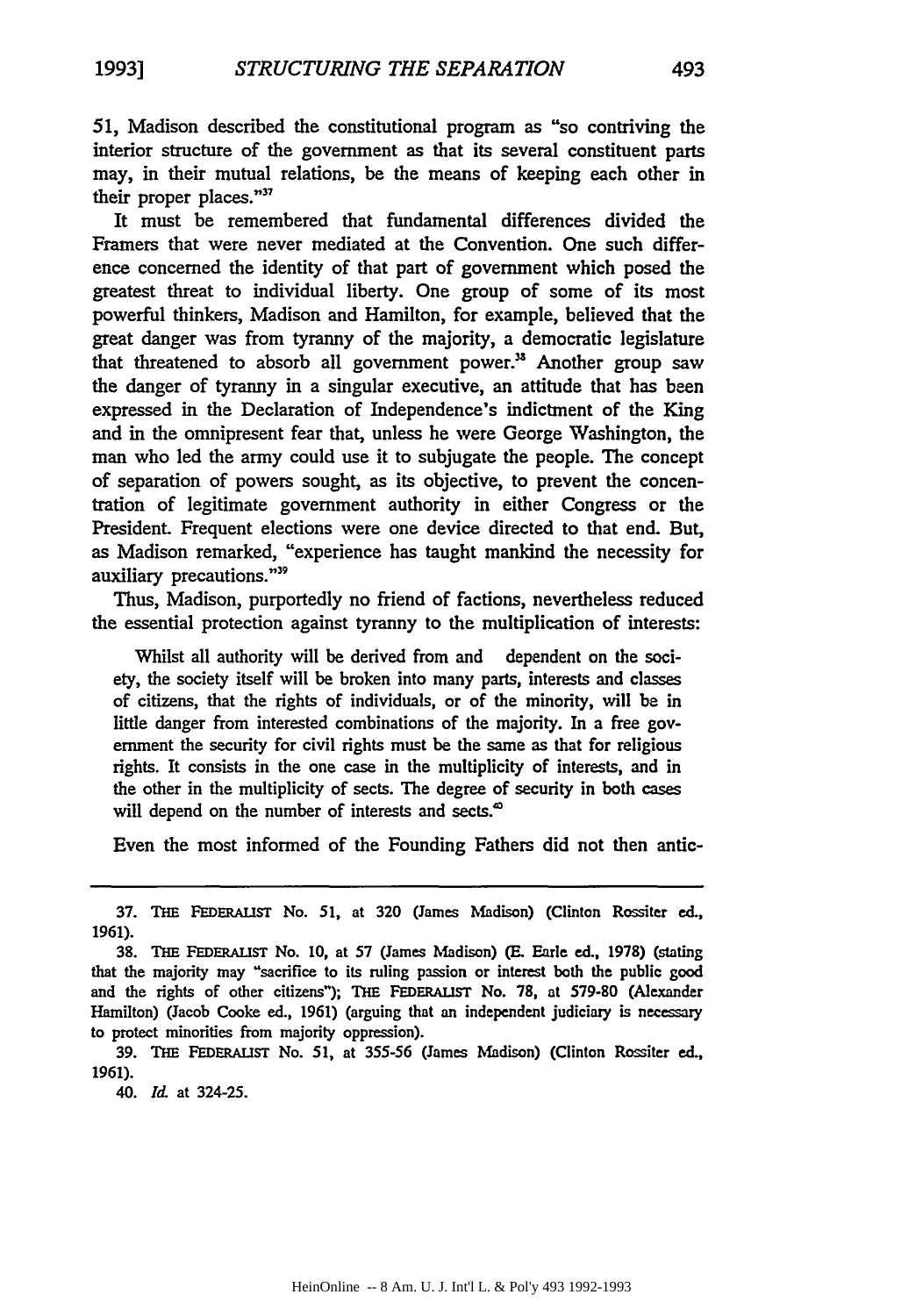51, Madison described the constitutional program as "so contriving the interior structure of the government as that its several constituent parts may, in their mutual relations, be the means of keeping each other in their proper places."[37]

It must be remembered that fundamental differences divided the Framers that were never mediated at the Convention. One such difference concerned the identity of that part of government which posed the greatest threat to individual liberty. One group of some of its most powerful thinkers, Madison and Hamilton, for example, believed that the great danger was from tyranny of the majority, a democratic legislature that threatened to absorb all government power.[38] Another group saw the danger of tyranny in a singular executive, an attitude that has been expressed in the Declaration of Independence's indictment of the King and in the omnipresent fear that, unless he were George Washington, the man who led the army could use it to subjugate the people. The concept of separation of powers sought, as its objective, to prevent the concentration of legitimate government authority in either Congress or the President. Frequent elections were one device directed to that end. But, as Madison remarked, "experience has taught mankind the necessity for auxiliary precautions."[39]

Thus, Madison, purportedly no friend of factions, nevertheless reduced the essential protection against tyranny to the multiplication of interests:

> Whilst all authority will be derived from and dependent on the society, the society itself will be broken into many parts, interests and classes of citizens, that the rights of individuals, or of the minority, will be in little danger from interested combinations of the majority. In a free government the security for civil rights must be the same as that for religious rights. It consists in the one case in the multiplicity of interests, and in the other in the multiplicity of sects. The degree of security in both cases will depend on the number of interests and sects.[40]

Even the most informed of the Founding Fathers did not then antic-

---

37. THE FEDERALIST No. 51, at 320 (James Madison) (Clinton Rossiter ed., 1961).

38. THE FEDERALIST No. 10, at 57 (James Madison) (E. Earle ed., 1978) (stating that the majority may "sacrifice to its ruling passion or interest both the public good and the rights of other citizens"); THE FEDERALIST No. 78, at 579-80 (Alexander Hamilton) (Jacob Cooke ed., 1961) (arguing that an independent judiciary is necessary to protect minorities from majority oppression).

39. THE FEDERALIST No. 51, at 355-56 (James Madison) (Clinton Rossiter ed., 1961).

40. *Id.* at 324-25.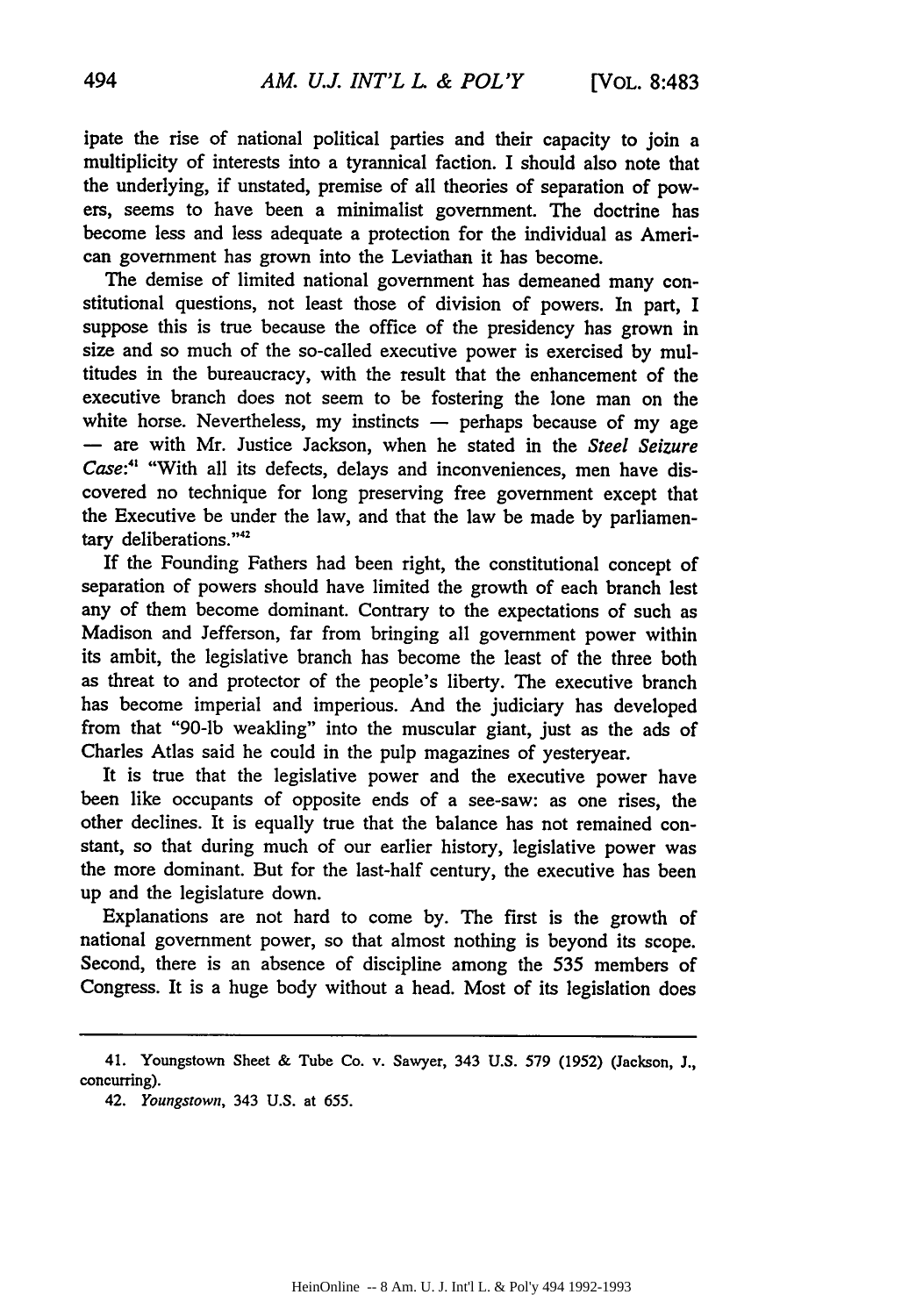ipate the rise of national political parties and their capacity to join a multiplicity of interests into a tyrannical faction. I should also note that the underlying, if unstated, premise of all theories of separation of powers, seems to have been a minimalist government. The doctrine has become less and less adequate a protection for the individual as American government has grown into the Leviathan it has become.

The demise of limited national government has demeaned many constitutional questions, not least those of division of powers. In part, I suppose this is true because the office of the presidency has grown in size and so much of the so-called executive power is exercised by multitudes in the bureaucracy, with the result that the enhancement of the executive branch does not seem to be fostering the lone man on the white horse. Nevertheless, my instincts — perhaps because of my age — are with Mr. Justice Jackson, when he stated in the *Steel Seizure Case*:[41] "With all its defects, delays and inconveniences, men have discovered no technique for long preserving free government except that the Executive be under the law, and that the law be made by parliamentary deliberations."[42]

If the Founding Fathers had been right, the constitutional concept of separation of powers should have limited the growth of each branch lest any of them become dominant. Contrary to the expectations of such as Madison and Jefferson, far from bringing all government power within its ambit, the legislative branch has become the least of the three both as threat to and protector of the people's liberty. The executive branch has become imperial and imperious. And the judiciary has developed from that "90-lb weakling" into the muscular giant, just as the ads of Charles Atlas said he could in the pulp magazines of yesteryear.

It is true that the legislative power and the executive power have been like occupants of opposite ends of a see-saw: as one rises, the other declines. It is equally true that the balance has not remained constant, so that during much of our earlier history, legislative power was the more dominant. But for the last-half century, the executive has been up and the legislature down.

Explanations are not hard to come by. The first is the growth of national government power, so that almost nothing is beyond its scope. Second, there is an absence of discipline among the 535 members of Congress. It is a huge body without a head. Most of its legislation does

---

41. Youngstown Sheet & Tube Co. v. Sawyer, 343 U.S. 579 (1952) (Jackson, J., concurring).

42. *Youngstown*, 343 U.S. at 655.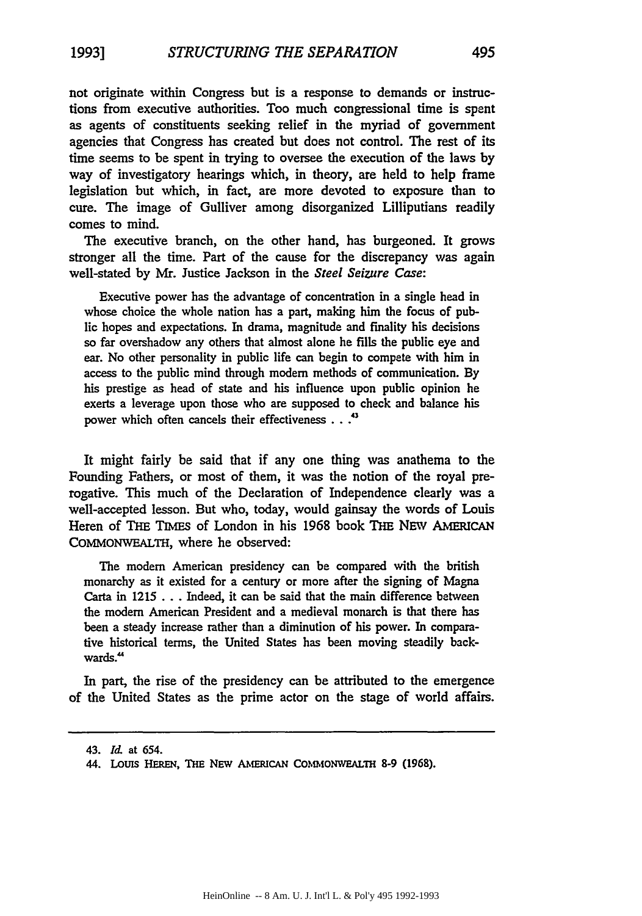not originate within Congress but is a response to demands or instructions from executive authorities. Too much congressional time is spent as agents of constituents seeking relief in the myriad of government agencies that Congress has created but does not control. The rest of its time seems to be spent in trying to oversee the execution of the laws by way of investigatory hearings which, in theory, are held to help frame legislation but which, in fact, are more devoted to exposure than to cure. The image of Gulliver among disorganized Lilliputians readily comes to mind.

The executive branch, on the other hand, has burgeoned. It grows stronger all the time. Part of the cause for the discrepancy was again well-stated by Mr. Justice Jackson in the *Steel Seizure Case*:

> Executive power has the advantage of concentration in a single head in whose choice the whole nation has a part, making him the focus of public hopes and expectations. In drama, magnitude and finality his decisions so far overshadow any others that almost alone he fills the public eye and ear. No other personality in public life can begin to compete with him in access to the public mind through modern methods of communication. By his prestige as head of state and his influence upon public opinion he exerts a leverage upon those who are supposed to check and balance his power which often cancels their effectiveness . . .[43]

It might fairly be said that if any one thing was anathema to the Founding Fathers, or most of them, it was the notion of the royal prerogative. This much of the Declaration of Independence clearly was a well-accepted lesson. But who, today, would gainsay the words of Louis Heren of THE TIMES of London in his 1968 book THE NEW AMERICAN COMMONWEALTH, where he observed:

> The modern American presidency can be compared with the british monarchy as it existed for a century or more after the signing of Magna Carta in 1215 . . . Indeed, it can be said that the main difference between the modern American President and a medieval monarch is that there has been a steady increase rather than a diminution of his power. In comparative historical terms, the United States has been moving steadily backwards.[44]

In part, the rise of the presidency can be attributed to the emergence of the United States as the prime actor on the stage of world affairs.

---

43. *Id.* at 654.

44. LOUIS HEREN, THE NEW AMERICAN COMMONWEALTH 8-9 (1968).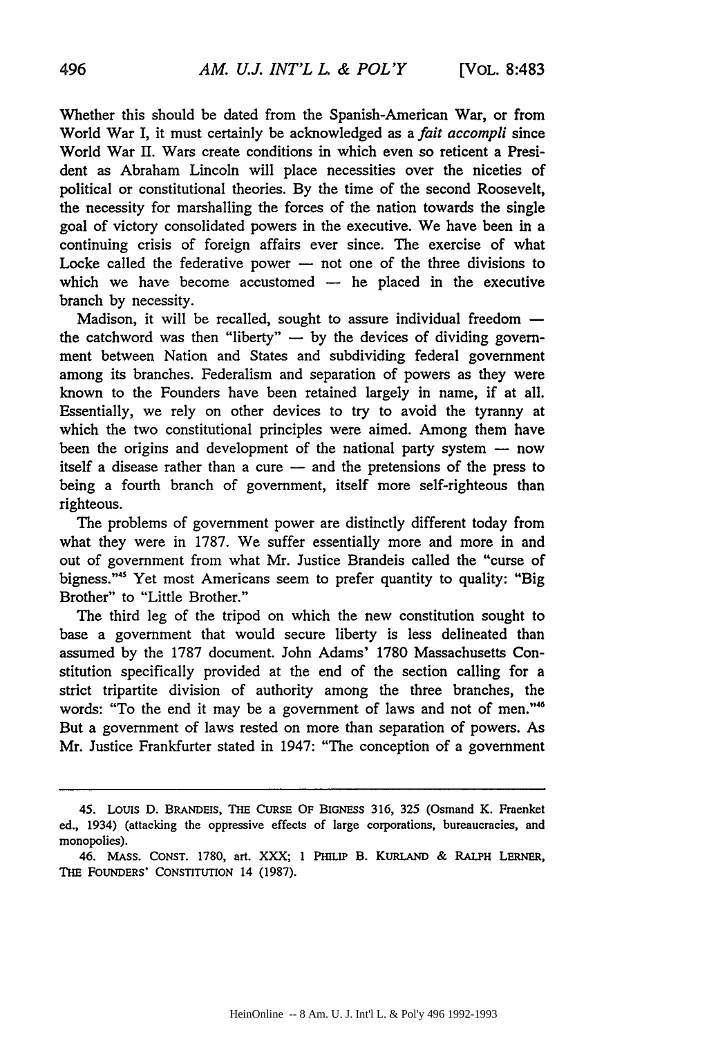Whether this should be dated from the Spanish-American War, or from World War I, it must certainly be acknowledged as a *fait accompli* since World War II. Wars create conditions in which even so reticent a President as Abraham Lincoln will place necessities over the niceties of political or constitutional theories. By the time of the second Roosevelt, the necessity for marshalling the forces of the nation towards the single goal of victory consolidated powers in the executive. We have been in a continuing crisis of foreign affairs ever since. The exercise of what Locke called the federative power — not one of the three divisions to which we have become accustomed — he placed in the executive branch by necessity.

Madison, it will be recalled, sought to assure individual freedom — the catchword was then "liberty" — by the devices of dividing government between Nation and States and subdividing federal government among its branches. Federalism and separation of powers as they were known to the Founders have been retained largely in name, if at all. Essentially, we rely on other devices to try to avoid the tyranny at which the two constitutional principles were aimed. Among them have been the origins and development of the national party system — now itself a disease rather than a cure — and the pretensions of the press to being a fourth branch of government, itself more self-righteous than righteous.

The problems of government power are distinctly different today from what they were in 1787. We suffer essentially more and more in and out of government from what Mr. Justice Brandeis called the "curse of bigness."[45] Yet most Americans seem to prefer quantity to quality: "Big Brother" to "Little Brother."

The third leg of the tripod on which the new constitution sought to base a government that would secure liberty is less delineated than assumed by the 1787 document. John Adams' 1780 Massachusetts Constitution specifically provided at the end of the section calling for a strict tripartite division of authority among the three branches, the words: "To the end it may be a government of laws and not of men."[46] But a government of laws rested on more than separation of powers. As Mr. Justice Frankfurter stated in 1947: "The conception of a government

---

45. LOUIS D. BRANDEIS, THE CURSE OF BIGNESS 316, 325 (Osmand K. Fraenket ed., 1934) (attacking the oppressive effects of large corporations, bureaucracies, and monopolies).

46. MASS. CONST. 1780, art. XXX; 1 PHILIP B. KURLAND & RALPH LERNER, THE FOUNDERS' CONSTITUTION 14 (1987).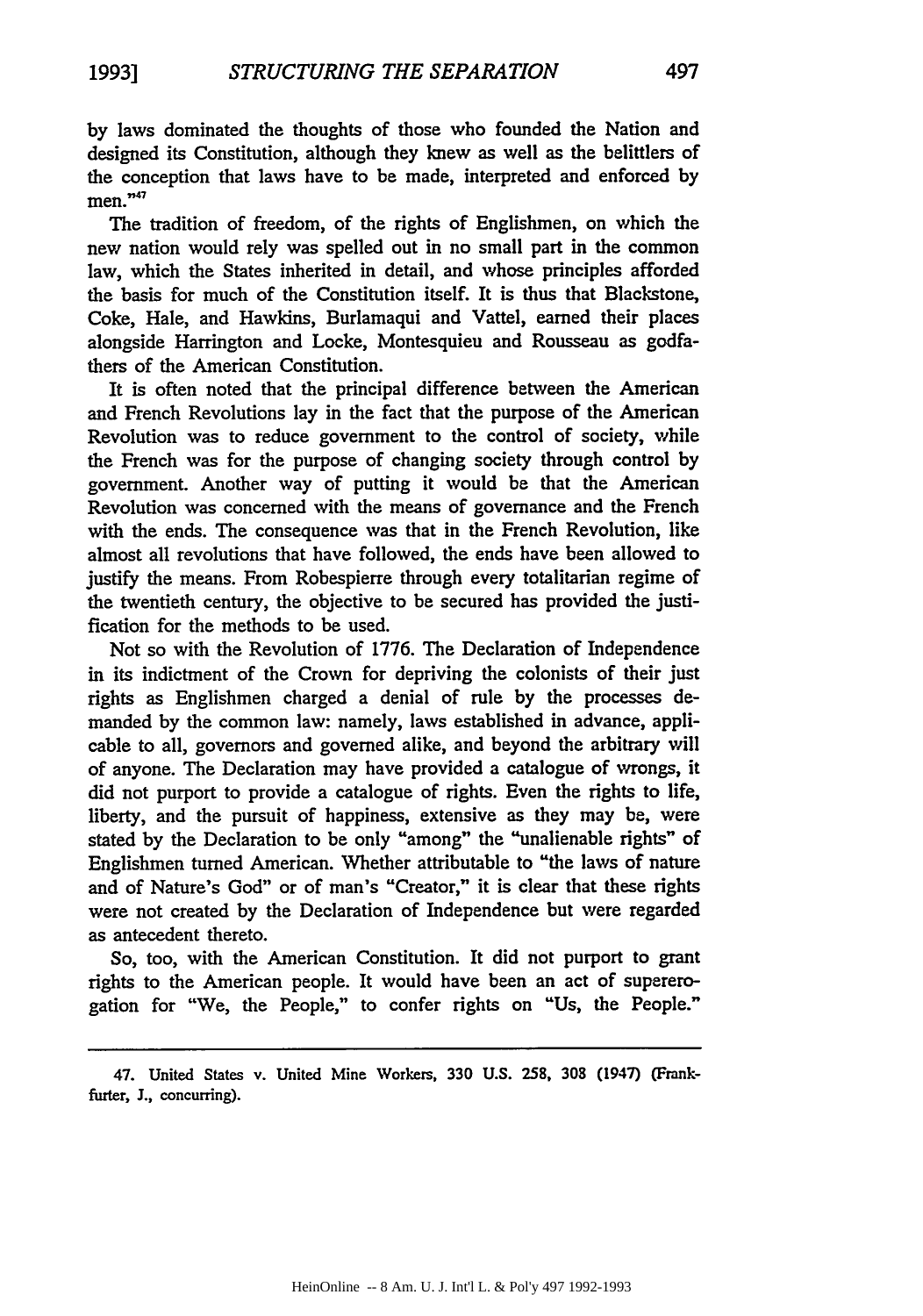by laws dominated the thoughts of those who founded the Nation and designed its Constitution, although they knew as well as the belittlers of the conception that laws have to be made, interpreted and enforced by men."[47]

The tradition of freedom, of the rights of Englishmen, on which the new nation would rely was spelled out in no small part in the common law, which the States inherited in detail, and whose principles afforded the basis for much of the Constitution itself. It is thus that Blackstone, Coke, Hale, and Hawkins, Burlamaqui and Vattel, earned their places alongside Harrington and Locke, Montesquieu and Rousseau as godfathers of the American Constitution.

It is often noted that the principal difference between the American and French Revolutions lay in the fact that the purpose of the American Revolution was to reduce government to the control of society, while the French was for the purpose of changing society through control by government. Another way of putting it would be that the American Revolution was concerned with the means of governance and the French with the ends. The consequence was that in the French Revolution, like almost all revolutions that have followed, the ends have been allowed to justify the means. From Robespierre through every totalitarian regime of the twentieth century, the objective to be secured has provided the justification for the methods to be used.

Not so with the Revolution of 1776. The Declaration of Independence in its indictment of the Crown for depriving the colonists of their just rights as Englishmen charged a denial of rule by the processes demanded by the common law: namely, laws established in advance, applicable to all, governors and governed alike, and beyond the arbitrary will of anyone. The Declaration may have provided a catalogue of wrongs, it did not purport to provide a catalogue of rights. Even the rights to life, liberty, and the pursuit of happiness, extensive as they may be, were stated by the Declaration to be only "among" the "unalienable rights" of Englishmen turned American. Whether attributable to "the laws of nature and of Nature's God" or of man's "Creator," it is clear that these rights were not created by the Declaration of Independence but were regarded as antecedent thereto.

So, too, with the American Constitution. It did not purport to grant rights to the American people. It would have been an act of supererogation for "We, the People," to confer rights on "Us, the People."

---

47. United States v. United Mine Workers, 330 U.S. 258, 308 (1947) (Frankfurter, J., concurring).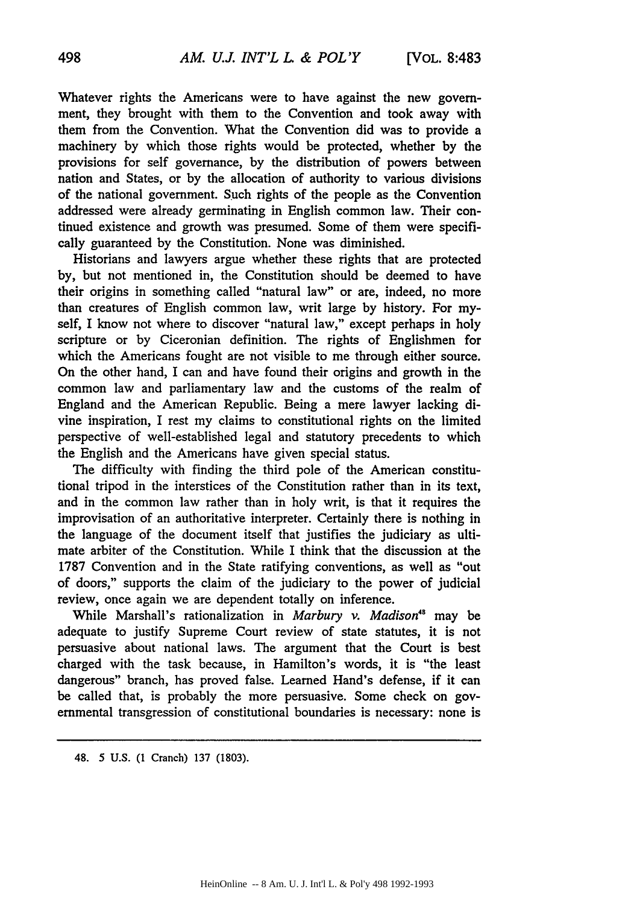Whatever rights the Americans were to have against the new government, they brought with them to the Convention and took away with them from the Convention. What the Convention did was to provide a machinery by which those rights would be protected, whether by the provisions for self governance, by the distribution of powers between nation and States, or by the allocation of authority to various divisions of the national government. Such rights of the people as the Convention addressed were already germinating in English common law. Their continued existence and growth was presumed. Some of them were specifically guaranteed by the Constitution. None was diminished.

Historians and lawyers argue whether these rights that are protected by, but not mentioned in, the Constitution should be deemed to have their origins in something called "natural law" or are, indeed, no more than creatures of English common law, writ large by history. For myself, I know not where to discover "natural law," except perhaps in holy scripture or by Ciceronian definition. The rights of Englishmen for which the Americans fought are not visible to me through either source. On the other hand, I can and have found their origins and growth in the common law and parliamentary law and the customs of the realm of England and the American Republic. Being a mere lawyer lacking divine inspiration, I rest my claims to constitutional rights on the limited perspective of well-established legal and statutory precedents to which the English and the Americans have given special status.

The difficulty with finding the third pole of the American constitutional tripod in the interstices of the Constitution rather than in its text, and in the common law rather than in holy writ, is that it requires the improvisation of an authoritative interpreter. Certainly there is nothing in the language of the document itself that justifies the judiciary as ultimate arbiter of the Constitution. While I think that the discussion at the 1787 Convention and in the State ratifying conventions, as well as "out of doors," supports the claim of the judiciary to the power of judicial review, once again we are dependent totally on inference.

While Marshall's rationalization in *Marbury v. Madison*[48] may be adequate to justify Supreme Court review of state statutes, it is not persuasive about national laws. The argument that the Court is best charged with the task because, in Hamilton's words, it is "the least dangerous" branch, has proved false. Learned Hand's defense, if it can be called that, is probably the more persuasive. Some check on governmental transgression of constitutional boundaries is necessary: none is

---

48. 5 U.S. (1 Cranch) 137 (1803).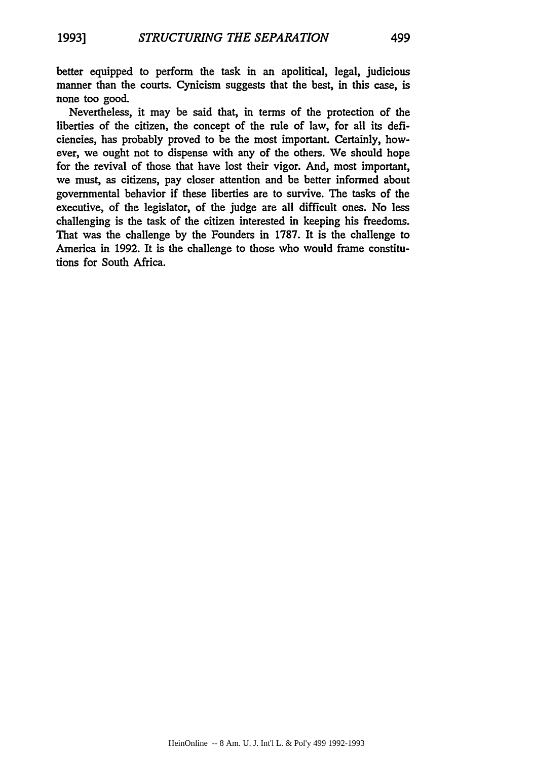better equipped to perform the task in an apolitical, legal, judicious manner than the courts. Cynicism suggests that the best, in this case, is none too good.

Nevertheless, it may be said that, in terms of the protection of the liberties of the citizen, the concept of the rule of law, for all its deficiencies, has probably proved to be the most important. Certainly, however, we ought not to dispense with any of the others. We should hope for the revival of those that have lost their vigor. And, most important, we must, as citizens, pay closer attention and be better informed about governmental behavior if these liberties are to survive. The tasks of the executive, of the legislator, of the judge are all difficult ones. No less challenging is the task of the citizen interested in keeping his freedoms. That was the challenge by the Founders in 1787. It is the challenge to America in 1992. It is the challenge to those who would frame constitutions for South Africa.